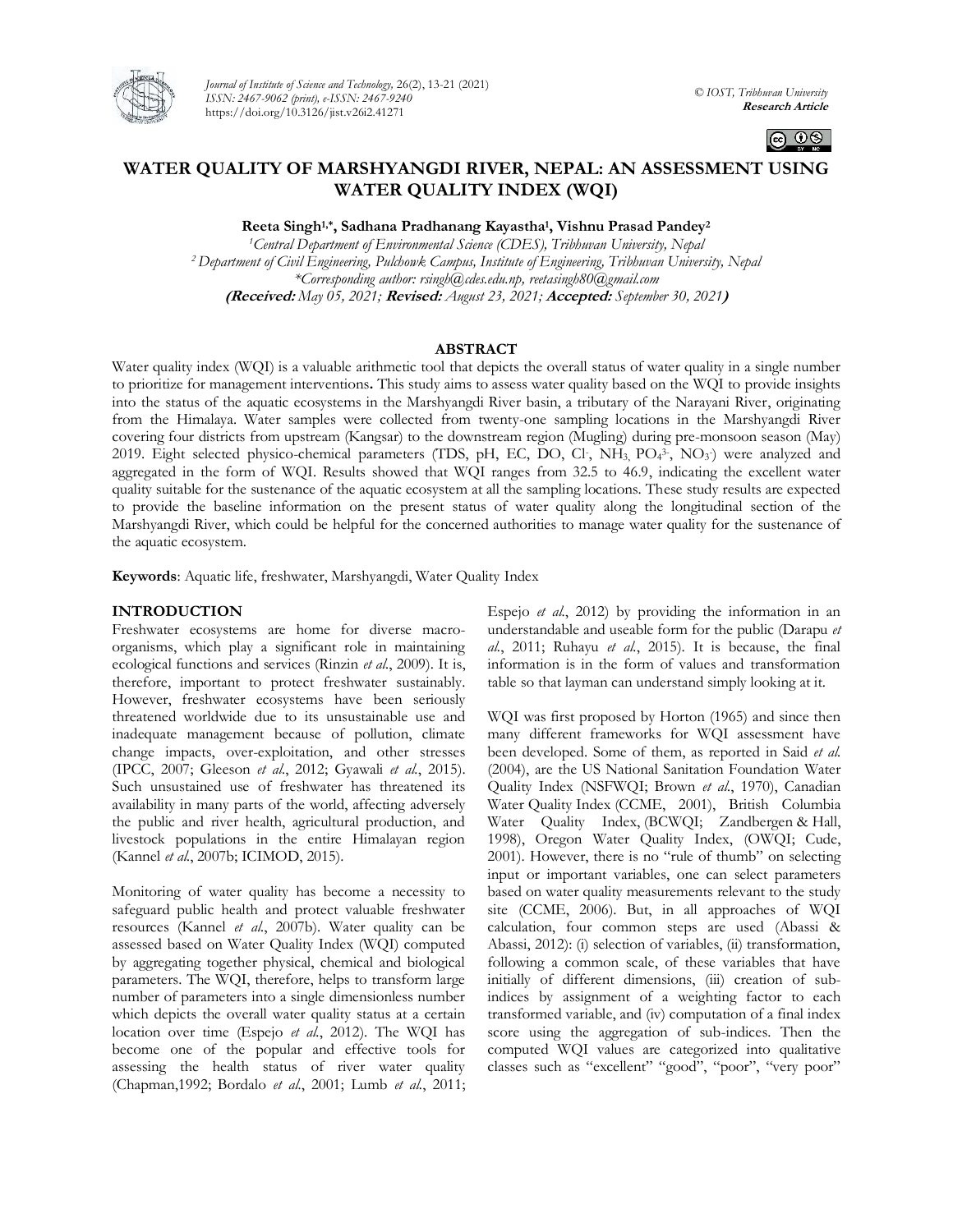# WATER QUALITY OF MARSHYANGDI RIVER, NEPAL: AN ASSESSMENT USING WATER QUALITY INDEX (WQI)

**Reeta Singh[1,*], Sadhana Pradhanang Kayastha[1], Vishnu Prasad Pandey[2]**

[1]*Central Department of Environmental Science (CDES), Tribhuvan University, Nepal*

[2] *Department of Civil Engineering, Pulchowk Campus, Institute of Engineering, Tribhuvan University, Nepal*

*\*Corresponding author: rsingh@cdes.edu.np, reetasingh80@gmail.com*

**(Received:** *May 05, 2021;* **Revised:** *August 23, 2021;* **Accepted:** *September 30, 2021***)**

## ABSTRACT

Water quality index (WQI) is a valuable arithmetic tool that depicts the overall status of water quality in a single number to prioritize for management interventions**.** This study aims to assess water quality based on the WQI to provide insights into the status of the aquatic ecosystems in the Marshyangdi River basin, a tributary of the Narayani River, originating from the Himalaya. Water samples were collected from twenty-one sampling locations in the Marshyangdi River covering four districts from upstream (Kangsar) to the downstream region (Mugling) during pre-monsoon season (May) 2019. Eight selected physico-chemical parameters (TDS, pH, EC, DO, $Cl^-$, $NH_3$, $PO_4^{3-}$, $NO_3^-$) were analyzed and aggregated in the form of WQI. Results showed that WQI ranges from 32.5 to 46.9, indicating the excellent water quality suitable for the sustenance of the aquatic ecosystem at all the sampling locations. These study results are expected to provide the baseline information on the present status of water quality along the longitudinal section of the Marshyangdi River, which could be helpful for the concerned authorities to manage water quality for the sustenance of the aquatic ecosystem.

**Keywords**: Aquatic life, freshwater, Marshyangdi, Water Quality Index

## INTRODUCTION

Freshwater ecosystems are home for diverse macro-organisms, which play a significant role in maintaining ecological functions and services (Rinzin *et al*., 2009). It is, therefore, important to protect freshwater sustainably. However, freshwater ecosystems have been seriously threatened worldwide due to its unsustainable use and inadequate management because of pollution, climate change impacts, over-exploitation, and other stresses (IPCC, 2007; Gleeson *et al*., 2012; Gyawali *et al*., 2015). Such unsustained use of freshwater has threatened its availability in many parts of the world, affecting adversely the public and river health, agricultural production, and livestock populations in the entire Himalayan region (Kannel *et al*., 2007b; ICIMOD, 2015).

Monitoring of water quality has become a necessity to safeguard public health and protect valuable freshwater resources (Kannel *et al*., 2007b). Water quality can be assessed based on Water Quality Index (WQI) computed by aggregating together physical, chemical and biological parameters. The WQI, therefore, helps to transform large number of parameters into a single dimensionless number which depicts the overall water quality status at a certain location over time (Espejo *et al*., 2012). The WQI has become one of the popular and effective tools for assessing the health status of river water quality (Chapman,1992; Bordalo *et al*., 2001; Lumb *et al*., 2011; Espejo *et al*., 2012) by providing the information in an understandable and useable form for the public (Darapu *et al*., 2011; Ruhayu *et al*., 2015). It is because, the final information is in the form of values and transformation table so that layman can understand simply looking at it.

WQI was first proposed by Horton (1965) and since then many different frameworks for WQI assessment have been developed. Some of them, as reported in Said *et al.* (2004), are the US National Sanitation Foundation Water Quality Index (NSFWQI; Brown *et al*., 1970), Canadian Water Quality Index (CCME, 2001), British Columbia Water Quality Index, (BCWQI; Zandbergen & Hall, 1998), Oregon Water Quality Index, (OWQI; Cude, 2001). However, there is no "rule of thumb" on selecting input or important variables, one can select parameters based on water quality measurements relevant to the study site (CCME, 2006). But, in all approaches of WQI calculation, four common steps are used (Abassi & Abassi, 2012): (i) selection of variables, (ii) transformation, following a common scale, of these variables that have initially of different dimensions, (iii) creation of sub-indices by assignment of a weighting factor to each transformed variable, and (iv) computation of a final index score using the aggregation of sub-indices. Then the computed WQI values are categorized into qualitative classes such as "excellent" "good", "poor", "very poor"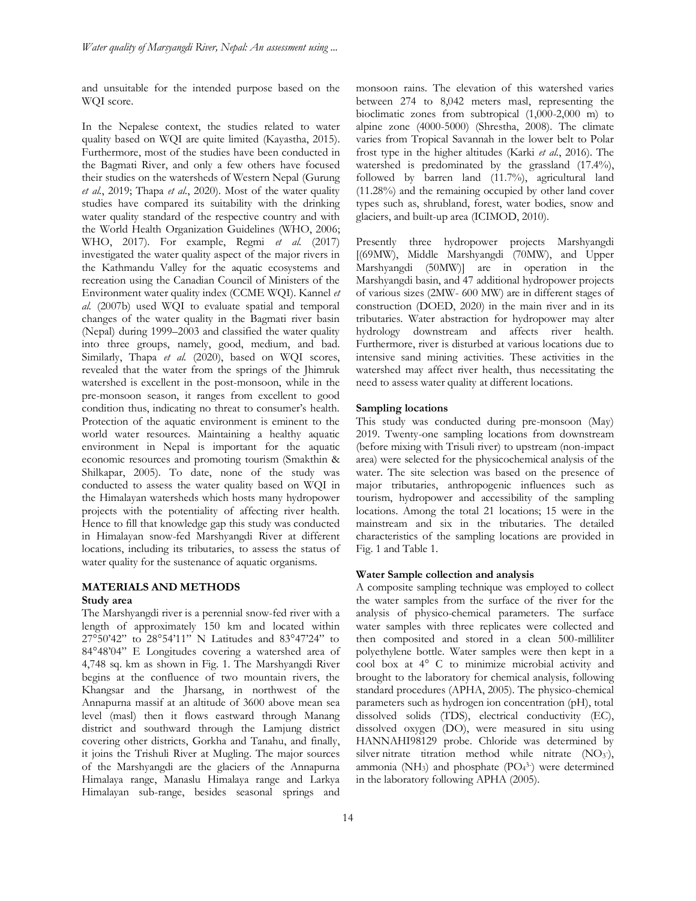and unsuitable for the intended purpose based on the WQI score.

In the Nepalese context, the studies related to water quality based on WQI are quite limited (Kayastha, 2015). Furthermore, most of the studies have been conducted in the Bagmati River, and only a few others have focused their studies on the watersheds of Western Nepal (Gurung *et al.*, 2019; Thapa *et al.*, 2020). Most of the water quality studies have compared its suitability with the drinking water quality standard of the respective country and with the World Health Organization Guidelines (WHO, 2006; WHO, 2017). For example, Regmi *et al.* (2017) investigated the water quality aspect of the major rivers in the Kathmandu Valley for the aquatic ecosystems and recreation using the Canadian Council of Ministers of the Environment water quality index (CCME WQI). Kannel *et al.* (2007b) used WQI to evaluate spatial and temporal changes of the water quality in the Bagmati river basin (Nepal) during 1999–2003 and classified the water quality into three groups, namely, good, medium, and bad. Similarly, Thapa *et al.* (2020), based on WQI scores, revealed that the water from the springs of the Jhimruk watershed is excellent in the post-monsoon, while in the pre-monsoon season, it ranges from excellent to good condition thus, indicating no threat to consumer's health. Protection of the aquatic environment is eminent to the world water resources. Maintaining a healthy aquatic environment in Nepal is important for the aquatic economic resources and promoting tourism (Smakthin & Shilkapar, 2005). To date, none of the study was conducted to assess the water quality based on WQI in the Himalayan watersheds which hosts many hydropower projects with the potentiality of affecting river health. Hence to fill that knowledge gap this study was conducted in Himalayan snow-fed Marshyangdi River at different locations, including its tributaries, to assess the status of water quality for the sustenance of aquatic organisms.

## MATERIALS AND METHODS

### Study area

The Marshyangdi river is a perennial snow-fed river with a length of approximately 150 km and located within 27°50'42" to 28°54'11" N Latitudes and 83°47'24" to 84°48'04" E Longitudes covering a watershed area of 4,748 sq. km as shown in Fig. 1. The Marshyangdi River begins at the confluence of two mountain rivers, the Khangsar and the Jharsang, in northwest of the Annapurna massif at an altitude of 3600 above mean sea level (masl) then it flows eastward through Manang district and southward through the Lamjung district covering other districts, Gorkha and Tanahu, and finally, it joins the Trishuli River at Mugling. The major sources of the Marshyangdi are the glaciers of the Annapurna Himalaya range, Manaslu Himalaya range and Larkya Himalayan sub-range, besides seasonal springs and monsoon rains. The elevation of this watershed varies between 274 to 8,042 meters masl, representing the bioclimatic zones from subtropical (1,000-2,000 m) to alpine zone (4000-5000) (Shrestha, 2008). The climate varies from Tropical Savannah in the lower belt to Polar frost type in the higher altitudes (Karki *et al.*, 2016). The watershed is predominated by the grassland (17.4%), followed by barren land (11.7%), agricultural land (11.28%) and the remaining occupied by other land cover types such as, shrubland, forest, water bodies, snow and glaciers, and built-up area (ICIMOD, 2010).

Presently three hydropower projects Marshyangdi [(69MW), Middle Marshyangdi (70MW), and Upper Marshyangdi (50MW)] are in operation in the Marshyangdi basin, and 47 additional hydropower projects of various sizes (2MW- 600 MW) are in different stages of construction (DOED, 2020) in the main river and in its tributaries. Water abstraction for hydropower may alter hydrology downstream and affects river health. Furthermore, river is disturbed at various locations due to intensive sand mining activities. These activities in the watershed may affect river health, thus necessitating the need to assess water quality at different locations.

### Sampling locations

This study was conducted during pre-monsoon (May) 2019. Twenty-one sampling locations from downstream (before mixing with Trisuli river) to upstream (non-impact area) were selected for the physicochemical analysis of the water. The site selection was based on the presence of major tributaries, anthropogenic influences such as tourism, hydropower and accessibility of the sampling locations. Among the total 21 locations; 15 were in the mainstream and six in the tributaries. The detailed characteristics of the sampling locations are provided in Fig. 1 and Table 1.

### Water Sample collection and analysis

A composite sampling technique was employed to collect the water samples from the surface of the river for the analysis of physico-chemical parameters. The surface water samples with three replicates were collected and then composited and stored in a clean 500-milliliter polyethylene bottle. Water samples were then kept in a cool box at 4° C to minimize microbial activity and brought to the laboratory for chemical analysis, following standard procedures (APHA, 2005). The physico-chemical parameters such as hydrogen ion concentration (pH), total dissolved solids (TDS), electrical conductivity (EC), dissolved oxygen (DO), were measured in situ using HANNAHI98129 probe. Chloride was determined by silver nitrate titration method while nitrate ($NO_3^-$), ammonia ($NH_3$) and phosphate ($PO_4^{3-}$) were determined in the laboratory following APHA (2005).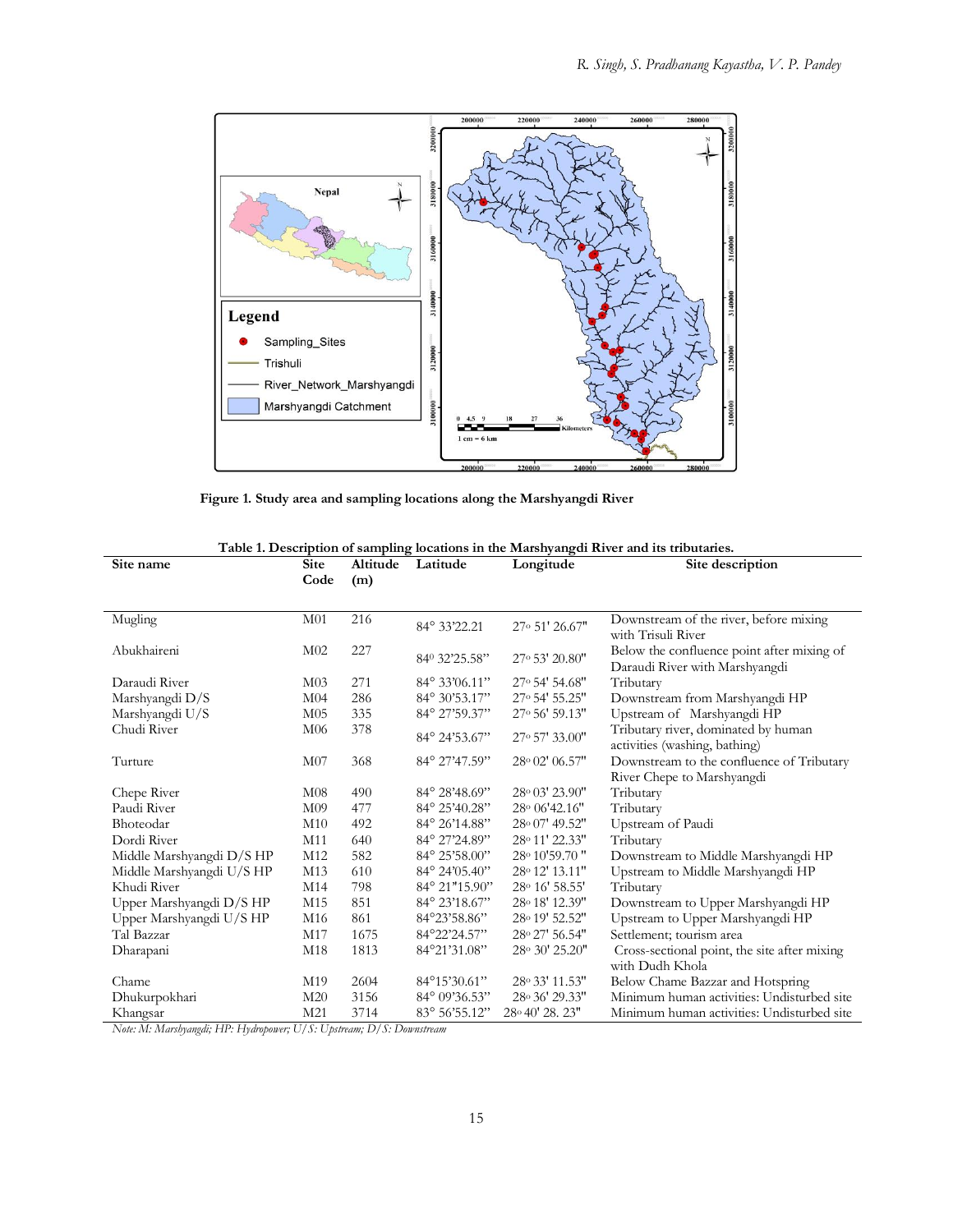**Figure 1. Study area and sampling locations along the Marshyangdi River**

**Table 1. Description of sampling locations in the Marshyangdi River and its tributaries.**

| Site name | Site Code | Altitude (m) | Latitude | Longitude | Site description |
|---|---|---|---|---|---|
| Mugling | M01 | 216 | 84° 33'22.21 | 27° 51' 26.67" | Downstream of the river, before mixing with Trisuli River |
| Abukhaireni | M02 | 227 | 84° 32'25.58" | 27° 53' 20.80" | Below the confluence point after mixing of Daraudi River with Marshyangdi |
| Daraudi River | M03 | 271 | 84° 33'06.11" | 27° 54' 54.68" | Tributary |
| Marshyangdi D/S | M04 | 286 | 84° 30'53.17" | 27° 54' 55.25" | Downstream from Marshyangdi HP |
| Marshyangdi U/S | M05 | 335 | 84° 27'59.37" | 27° 56' 59.13" | Upstream of Marshyangdi HP |
| Chudi River | M06 | 378 | 84° 24'53.67" | 27° 57' 33.00" | Tributary river, dominated by human activities (washing, bathing) |
| Turture | M07 | 368 | 84° 27'47.59" | 28° 02' 06.57" | Downstream to the confluence of Tributary River Chepe to Marshyangdi |
| Chepe River | M08 | 490 | 84° 28'48.69" | 28° 03' 23.90" | Tributary |
| Paudi River | M09 | 477 | 84° 25'40.28" | 28° 06'42.16" | Tributary |
| Bhoteodar | M10 | 492 | 84° 26'14.88" | 28° 07' 49.52" | Upstream of Paudi |
| Dordi River | M11 | 640 | 84° 27'24.89" | 28° 11' 22.33" | Tributary |
| Middle Marshyangdi D/S HP | M12 | 582 | 84° 25'58.00" | 28° 10'59.70 " | Downstream to Middle Marshyangdi HP |
| Middle Marshyangdi U/S HP | M13 | 610 | 84° 24'05.40" | 28° 12' 13.11" | Upstream to Middle Marshyangdi HP |
| Khudi River | M14 | 798 | 84° 21"15.90" | 28° 16' 58.55' | Tributary |
| Upper Marshyangdi D/S HP | M15 | 851 | 84° 23'18.67" | 28° 18' 12.39" | Downstream to Upper Marshyangdi HP |
| Upper Marshyangdi U/S HP | M16 | 861 | 84°23'58.86" | 28° 19' 52.52" | Upstream to Upper Marshyangdi HP |
| Tal Bazzar | M17 | 1675 | 84°22'24.57" | 28° 27' 56.54" | Settlement; tourism area |
| Dharapani | M18 | 1813 | 84°21'31.08" | 28° 30' 25.20" | Cross-sectional point, the site after mixing with Dudh Khola |
| Chame | M19 | 2604 | 84°15'30.61" | 28° 33' 11.53" | Below Chame Bazzar and Hotspring |
| Dhukurpokhari | M20 | 3156 | 84° 09'36.53" | 28° 36' 29.33" | Minimum human activities: Undisturbed site |
| Khangsar | M21 | 3714 | 83° 56'55.12" | 28° 40' 28. 23" | Minimum human activities: Undisturbed site |

*Note: M: Marshyangdi; HP: Hydropower; U/S: Upstream; D/S: Downstream*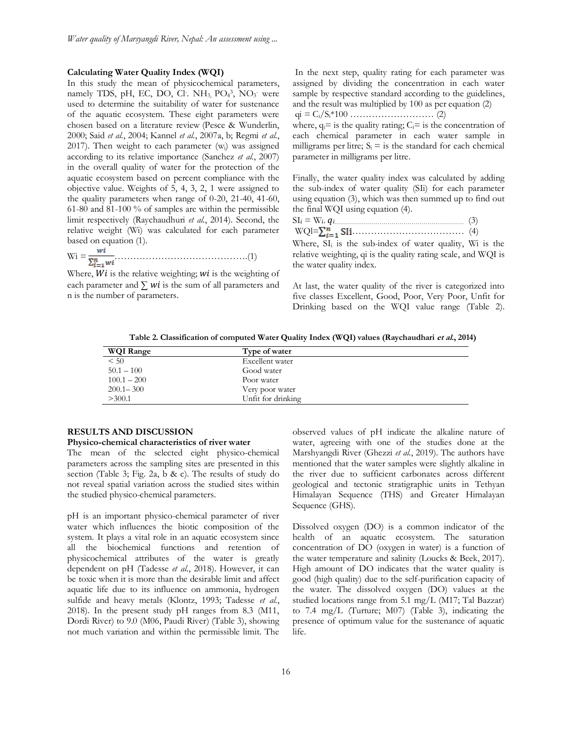### Calculating Water Quality Index (WQI)

In this study the mean of physicochemical parameters, namely TDS, pH, EC, DO, $Cl^-$, $NH_3$, $PO_4^3$, $NO_3^-$ were used to determine the suitability of water for sustenance of the aquatic ecosystem. These eight parameters were chosen based on a literature review (Pesce & Wunderlin, 2000; Said *et al.*, 2004; Kannel *et al.*, 2007a, b; Regmi *et al.*, 2017). Then weight to each parameter ($w_i$) was assigned according to its relative importance (Sanchez *et al.*, 2007) in the overall quality of water for the protection of the aquatic ecosystem based on percent compliance with the objective value. Weights of 5, 4, 3, 2, 1 were assigned to the quality parameters when range of 0-20, 21-40, 41-60, 61-80 and 81-100 % of samples are within the permissible limit respectively (Raychaudhuri *et al.*, 2014). Second, the relative weight (Wi) was calculated for each parameter based on equation (1).

$$Wi = \frac{wi}{\sum_{i=1}^{n} wi} \quad (1)$$

Where, $Wi$ is the relative weighting; $wi$ is the weighting of each parameter and $\sum wi$ is the sum of all parameters and n is the number of parameters.

In the next step, quality rating for each parameter was assigned by dividing the concentration in each water sample by respective standard according to the guidelines, and the result was multiplied by 100 as per equation (2)

$$q_i = C_i/S_i*100 \quad (2)$$

where, $q_i$= is the quality rating; $C_i$= is the concentration of each chemical parameter in each water sample in milligrams per litre; $S_i$ = is the standard for each chemical parameter in milligrams per litre.

Finally, the water quality index was calculated by adding the sub-index of water quality (SIi) for each parameter using equation (3), which was then summed up to find out the final WQI using equation (4).

$$SI_i = W_i . q_i \quad (3)$$

$$WQI = \sum_{i=1}^{n} SIi \quad (4)$$

Where, $SI_i$ is the sub-index of water quality, Wi is the relative weighting, qi is the quality rating scale, and WQI is the water quality index.

At last, the water quality of the river is categorized into five classes Excellent, Good, Poor, Very Poor, Unfit for Drinking based on the WQI value range (Table 2).

**Table 2. Classification of computed Water Quality Index (WQI) values (Raychaudhari *et al.*, 2014)**

| WQI Range | Type of water |
|---|---|
| < 50 | Excellent water |
| 50.1 – 100 | Good water |
| 100.1 – 200 | Poor water |
| 200.1– 300 | Very poor water |
| >300.1 | Unfit for drinking |

## RESULTS AND DISCUSSION

### Physico-chemical characteristics of river water

The mean of the selected eight physico-chemical parameters across the sampling sites are presented in this section (Table 3; Fig. 2a, b & c). The results of study do not reveal spatial variation across the studied sites within the studied physico-chemical parameters.

pH is an important physico-chemical parameter of river water which influences the biotic composition of the system. It plays a vital role in an aquatic ecosystem since all the biochemical functions and retention of physicochemical attributes of the water is greatly dependent on pH (Tadesse *et al.*, 2018). However, it can be toxic when it is more than the desirable limit and affect aquatic life due to its influence on ammonia, hydrogen sulfide and heavy metals (Klontz, 1993; Tadesse *et al.*, 2018). In the present study pH ranges from 8.3 (M11, Dordi River) to 9.0 (M06, Paudi River) (Table 3), showing not much variation and within the permissible limit. The observed values of pH indicate the alkaline nature of water, agreeing with one of the studies done at the Marshyangdi River (Ghezzi *et al.*, 2019). The authors have mentioned that the water samples were slightly alkaline in the river due to sufficient carbonates across different geological and tectonic stratigraphic units in Tethyan Himalayan Sequence (THS) and Greater Himalayan Sequence (GHS).

Dissolved oxygen (DO) is a common indicator of the health of an aquatic ecosystem. The saturation concentration of DO (oxygen in water) is a function of the water temperature and salinity (Loucks & Beek, 2017). High amount of DO indicates that the water quality is good (high quality) due to the self-purification capacity of the water. The dissolved oxygen (DO) values at the studied locations range from 5.1 mg/L (M17; Tal Bazzar) to 7.4 mg/L (Turture; M07) (Table 3), indicating the presence of optimum value for the sustenance of aquatic life.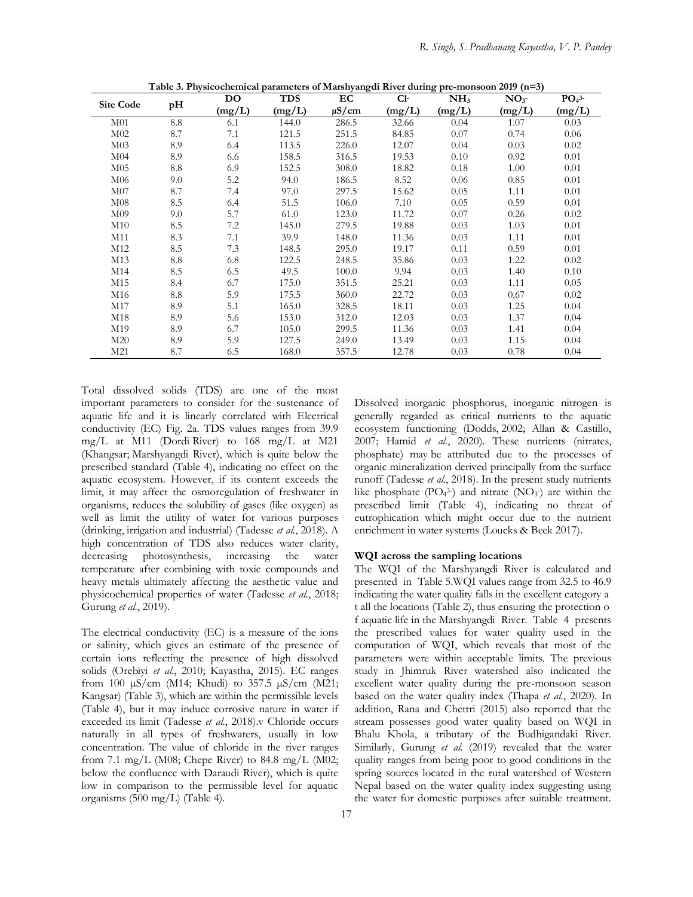**Table 3. Physicochemical parameters of Marshyangdi River during pre-monsoon 2019 (n=3)**

| Site Code | pH | DO (mg/L) | TDS (mg/L) | EC μS/cm | $Cl^-$ (mg/L) | $NH_3$ (mg/L) | $NO_3^-$ (mg/L) | $PO_4^{3-}$ (mg/L) |
|---|---|---|---|---|---|---|---|---|
| M01 | 8.8 | 6.1 | 144.0 | 286.5 | 32.66 | 0.04 | 1.07 | 0.03 |
| M02 | 8.7 | 7.1 | 121.5 | 251.5 | 84.85 | 0.07 | 0.74 | 0.06 |
| M03 | 8.9 | 6.4 | 113.5 | 226.0 | 12.07 | 0.04 | 0.03 | 0.02 |
| M04 | 8.9 | 6.6 | 158.5 | 316.5 | 19.53 | 0.10 | 0.92 | 0.01 |
| M05 | 8.8 | 6.9 | 152.5 | 308.0 | 18.82 | 0.18 | 1.00 | 0.01 |
| M06 | 9.0 | 5.2 | 94.0 | 186.5 | 8.52 | 0.06 | 0.85 | 0.01 |
| M07 | 8.7 | 7.4 | 97.0 | 297.5 | 15.62 | 0.05 | 1.11 | 0.01 |
| M08 | 8.5 | 6.4 | 51.5 | 106.0 | 7.10 | 0.05 | 0.59 | 0.01 |
| M09 | 9.0 | 5.7 | 61.0 | 123.0 | 11.72 | 0.07 | 0.26 | 0.02 |
| M10 | 8.5 | 7.2 | 145.0 | 279.5 | 19.88 | 0.03 | 1.03 | 0.01 |
| M11 | 8.3 | 7.1 | 39.9 | 148.0 | 11.36 | 0.03 | 1.11 | 0.01 |
| M12 | 8.5 | 7.3 | 148.5 | 295.0 | 19.17 | 0.11 | 0.59 | 0.01 |
| M13 | 8.8 | 6.8 | 122.5 | 248.5 | 35.86 | 0.03 | 1.22 | 0.02 |
| M14 | 8.5 | 6.5 | 49.5 | 100.0 | 9.94 | 0.03 | 1.40 | 0.10 |
| M15 | 8.4 | 6.7 | 175.0 | 351.5 | 25.21 | 0.03 | 1.11 | 0.05 |
| M16 | 8.8 | 5.9 | 175.5 | 360.0 | 22.72 | 0.03 | 0.67 | 0.02 |
| M17 | 8.9 | 5.1 | 165.0 | 328.5 | 18.11 | 0.03 | 1.25 | 0.04 |
| M18 | 8.9 | 5.6 | 153.0 | 312.0 | 12.03 | 0.03 | 1.37 | 0.04 |
| M19 | 8.9 | 6.7 | 105.0 | 299.5 | 11.36 | 0.03 | 1.41 | 0.04 |
| M20 | 8.9 | 5.9 | 127.5 | 249.0 | 13.49 | 0.03 | 1.15 | 0.04 |
| M21 | 8.7 | 6.5 | 168.0 | 357.5 | 12.78 | 0.03 | 0.78 | 0.04 |

Total dissolved solids (TDS) are one of the most important parameters to consider for the sustenance of aquatic life and it is linearly correlated with Electrical conductivity (EC) Fig. 2a. TDS values ranges from 39.9 mg/L at M11 (Dordi River) to 168 mg/L at M21 (Khangsar; Marshyangdi River), which is quite below the prescribed standard (Table 4), indicating no effect on the aquatic ecosystem. However, if its content exceeds the limit, it may affect the osmoregulation of freshwater in organisms, reduces the solubility of gases (like oxygen) as well as limit the utility of water for various purposes (drinking, irrigation and industrial) (Tadesse *et al*., 2018). A high concentration of TDS also reduces water clarity, decreasing photosynthesis, increasing the water temperature after combining with toxic compounds and heavy metals ultimately affecting the aesthetic value and physicochemical properties of water (Tadesse *et al*., 2018; Gurung *et al*., 2019).

The electrical conductivity (EC) is a measure of the ions or salinity, which gives an estimate of the presence of certain ions reflecting the presence of high dissolved solids (Orebiyi *et al*., 2010; Kayastha, 2015). EC ranges from 100 μS/cm (M14; Khudi) to 357.5 μS/cm (M21; Kangsar) (Table 3), which are within the permissible levels (Table 4), but it may induce corrosive nature in water if exceeded its limit (Tadesse *et al*., 2018).v Chloride occurs naturally in all types of freshwaters, usually in low concentration. The value of chloride in the river ranges from 7.1 mg/L (M08; Chepe River) to 84.8 mg/L (M02; below the confluence with Daraudi River), which is quite low in comparison to the permissible level for aquatic organisms (500 mg/L) (Table 4).

Dissolved inorganic phosphorus, inorganic nitrogen is generally regarded as critical nutrients to the aquatic ecosystem functioning (Dodds, 2002; Allan & Castillo, 2007; Hamid *et al*., 2020). These nutrients (nitrates, phosphate) may be attributed due to the processes of organic mineralization derived principally from the surface runoff (Tadesse *et al*., 2018). In the present study nutrients like phosphate ($PO_4^{3-}$) and nitrate ($NO_3^-$) are within the prescribed limit (Table 4), indicating no threat of eutrophication which might occur due to the nutrient enrichment in water systems (Loucks & Beek 2017).

#### WQI across the sampling locations

The WQI of the Marshyangdi River is calculated and presented in Table 5.WQI values range from 32.5 to 46.9 indicating the water quality falls in the excellent category a t all the locations (Table 2), thus ensuring the protection o f aquatic life in the Marshyangdi River. Table 4 presents the prescribed values for water quality used in the computation of WQI, which reveals that most of the parameters were within acceptable limits. The previous study in Jhimruk River watershed also indicated the excellent water quality during the pre-monsoon season based on the water quality index (Thapa *et al*., 2020). In addition, Rana and Chettri (2015) also reported that the stream possesses good water quality based on WQI in Bhalu Khola, a tributary of the Budhigandaki River. Similarly, Gurung *et al*. (2019) revealed that the water quality ranges from being poor to good conditions in the spring sources located in the rural watershed of Western Nepal based on the water quality index suggesting using the water for domestic purposes after suitable treatment.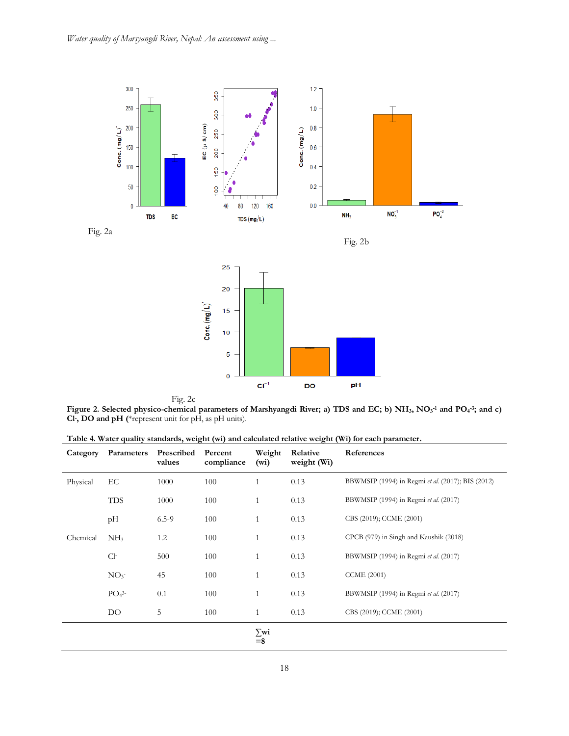Fig. 2a

Fig. 2b

Fig. 2c

**Figure 2. Selected physico-chemical parameters of Marshyangdi River; a) TDS and EC; b) $NH_3$, $NO_3^{-1}$ and $PO_4^{-3}$; and c) $Cl^-$, DO and pH (**\*represent unit for pH, as pH units).

**Table 4. Water quality standards, weight (wi) and calculated relative weight (Wi) for each parameter.**

| Category | Parameters | Prescribed values | Percent compliance | Weight (wi) | Relative weight (Wi) | References |
|---|---|---|---|---|---|---|
| Physical | EC | 1000 | 100 | 1 | 0.13 | BBWMSIP (1994) in Regmi *et al.* (2017); BIS (2012) |
| | TDS | 1000 | 100 | 1 | 0.13 | BBWMSIP (1994) in Regmi *et al.* (2017) |
| | pH | 6.5-9 | 100 | 1 | 0.13 | CBS (2019); CCME (2001) |
| Chemical | $NH_3$ | 1.2 | 100 | 1 | 0.13 | CPCB (979) in Singh and Kaushik (2018) |
| | $Cl^-$ | 500 | 100 | 1 | 0.13 | BBWMSIP (1994) in Regmi *et al.* (2017) |
| | $NO_3^-$ | 45 | 100 | 1 | 0.13 | CCME (2001) |
| | $PO_4^{3-}$ | 0.1 | 100 | 1 | 0.13 | BBWMSIP (1994) in Regmi *et al.* (2017) |
| | DO | 5 | 100 | 1 | 0.13 | CBS (2019); CCME (2001) |
| | | | | **$\sum$wi =8** | | |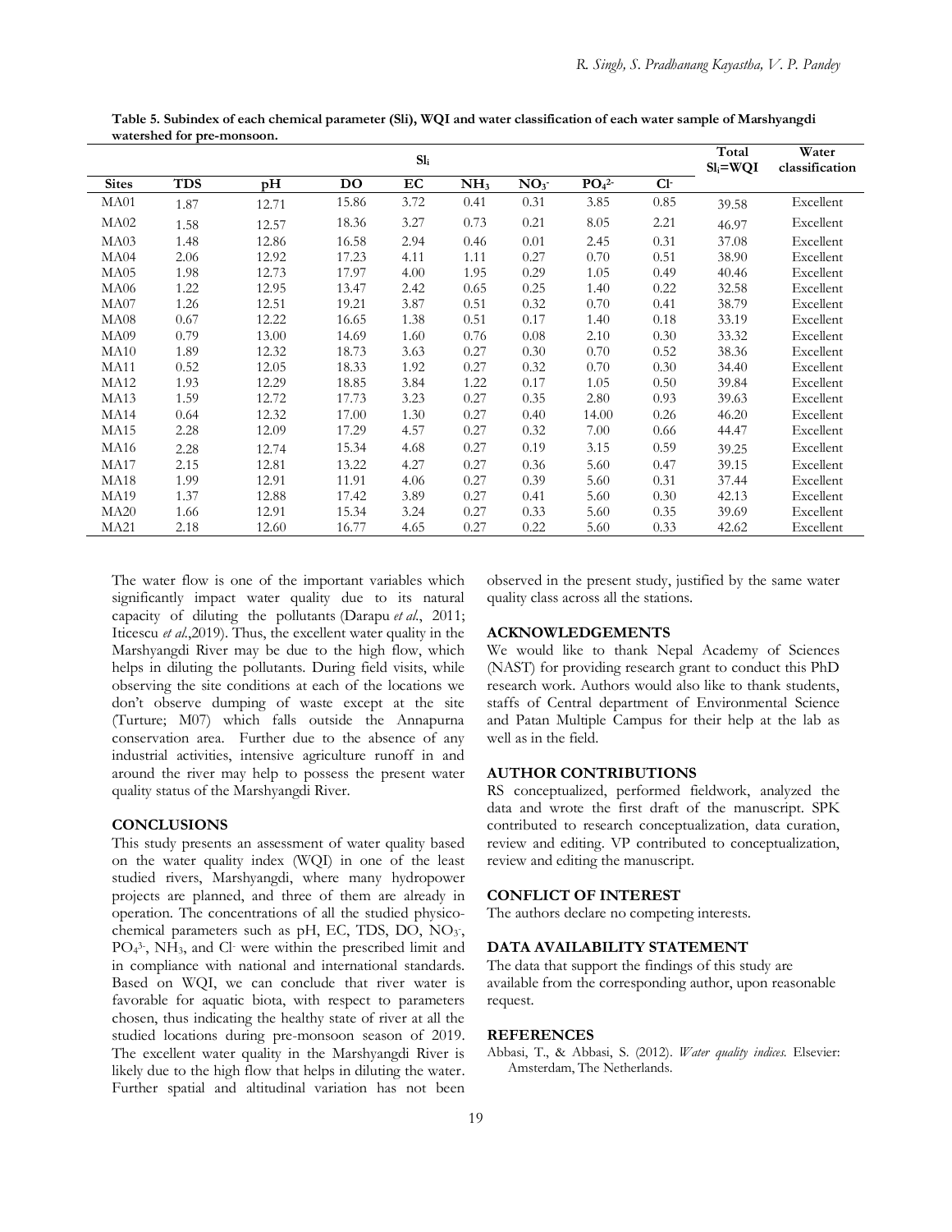**Table 5. Subindex of each chemical parameter (SIi), WQI and water classification of each water sample of Marshyangdi watershed for pre-monsoon.**

| | $SI_i$ | | | | | | | | Total $SI_i$=WQI | Water classification |
|---|---|---|---|---|---|---|---|---|---|---|
| Sites | TDS | pH | DO | EC | $NH_3$ | $NO_3^-$ | $PO_4^{2-}$ | $Cl^-$ | | |
| MA01 | 1.87 | 12.71 | 15.86 | 3.72 | 0.41 | 0.31 | 3.85 | 0.85 | 39.58 | Excellent |
| MA02 | 1.58 | 12.57 | 18.36 | 3.27 | 0.73 | 0.21 | 8.05 | 2.21 | 46.97 | Excellent |
| MA03 | 1.48 | 12.86 | 16.58 | 2.94 | 0.46 | 0.01 | 2.45 | 0.31 | 37.08 | Excellent |
| MA04 | 2.06 | 12.92 | 17.23 | 4.11 | 1.11 | 0.27 | 0.70 | 0.51 | 38.90 | Excellent |
| MA05 | 1.98 | 12.73 | 17.97 | 4.00 | 1.95 | 0.29 | 1.05 | 0.49 | 40.46 | Excellent |
| MA06 | 1.22 | 12.95 | 13.47 | 2.42 | 0.65 | 0.25 | 1.40 | 0.22 | 32.58 | Excellent |
| MA07 | 1.26 | 12.51 | 19.21 | 3.87 | 0.51 | 0.32 | 0.70 | 0.41 | 38.79 | Excellent |
| MA08 | 0.67 | 12.22 | 16.65 | 1.38 | 0.51 | 0.17 | 1.40 | 0.18 | 33.19 | Excellent |
| MA09 | 0.79 | 13.00 | 14.69 | 1.60 | 0.76 | 0.08 | 2.10 | 0.30 | 33.32 | Excellent |
| MA10 | 1.89 | 12.32 | 18.73 | 3.63 | 0.27 | 0.30 | 0.70 | 0.52 | 38.36 | Excellent |
| MA11 | 0.52 | 12.05 | 18.33 | 1.92 | 0.27 | 0.32 | 0.70 | 0.30 | 34.40 | Excellent |
| MA12 | 1.93 | 12.29 | 18.85 | 3.84 | 1.22 | 0.17 | 1.05 | 0.50 | 39.84 | Excellent |
| MA13 | 1.59 | 12.72 | 17.73 | 3.23 | 0.27 | 0.35 | 2.80 | 0.93 | 39.63 | Excellent |
| MA14 | 0.64 | 12.32 | 17.00 | 1.30 | 0.27 | 0.40 | 14.00 | 0.26 | 46.20 | Excellent |
| MA15 | 2.28 | 12.09 | 17.29 | 4.57 | 0.27 | 0.32 | 7.00 | 0.66 | 44.47 | Excellent |
| MA16 | 2.28 | 12.74 | 15.34 | 4.68 | 0.27 | 0.19 | 3.15 | 0.59 | 39.25 | Excellent |
| MA17 | 2.15 | 12.81 | 13.22 | 4.27 | 0.27 | 0.36 | 5.60 | 0.47 | 39.15 | Excellent |
| MA18 | 1.99 | 12.91 | 11.91 | 4.06 | 0.27 | 0.39 | 5.60 | 0.31 | 37.44 | Excellent |
| MA19 | 1.37 | 12.88 | 17.42 | 3.89 | 0.27 | 0.41 | 5.60 | 0.30 | 42.13 | Excellent |
| MA20 | 1.66 | 12.91 | 15.34 | 3.24 | 0.27 | 0.33 | 5.60 | 0.35 | 39.69 | Excellent |
| MA21 | 2.18 | 12.60 | 16.77 | 4.65 | 0.27 | 0.22 | 5.60 | 0.33 | 42.62 | Excellent |

The water flow is one of the important variables which significantly impact water quality due to its natural capacity of diluting the pollutants (Darapu *et al.*, 2011; Iticescu *et al.*,2019). Thus, the excellent water quality in the Marshyangdi River may be due to the high flow, which helps in diluting the pollutants. During field visits, while observing the site conditions at each of the locations we don't observe dumping of waste except at the site (Turture; M07) which falls outside the Annapurna conservation area. Further due to the absence of any industrial activities, intensive agriculture runoff in and around the river may help to possess the present water quality status of the Marshyangdi River.

## CONCLUSIONS

This study presents an assessment of water quality based on the water quality index (WQI) in one of the least studied rivers, Marshyangdi, where many hydropower projects are planned, and three of them are already in operation. The concentrations of all the studied physico-chemical parameters such as pH, EC, TDS, DO, $NO_3^-$, $PO_4^{3-}$, $NH_3$, and $Cl^-$ were within the prescribed limit and in compliance with national and international standards. Based on WQI, we can conclude that river water is favorable for aquatic biota, with respect to parameters chosen, thus indicating the healthy state of river at all the studied locations during pre-monsoon season of 2019. The excellent water quality in the Marshyangdi River is likely due to the high flow that helps in diluting the water. Further spatial and altitudinal variation has not been observed in the present study, justified by the same water quality class across all the stations.

## ACKNOWLEDGEMENTS

We would like to thank Nepal Academy of Sciences (NAST) for providing research grant to conduct this PhD research work. Authors would also like to thank students, staffs of Central department of Environmental Science and Patan Multiple Campus for their help at the lab as well as in the field.

## AUTHOR CONTRIBUTIONS

RS conceptualized, performed fieldwork, analyzed the data and wrote the first draft of the manuscript. SPK contributed to research conceptualization, data curation, review and editing. VP contributed to conceptualization, review and editing the manuscript.

## CONFLICT OF INTEREST

The authors declare no competing interests.

## DATA AVAILABILITY STATEMENT

The data that support the findings of this study are available from the corresponding author, upon reasonable request.

## REFERENCES

Abbasi, T., & Abbasi, S. (2012). *Water quality indices*. Elsevier: Amsterdam, The Netherlands.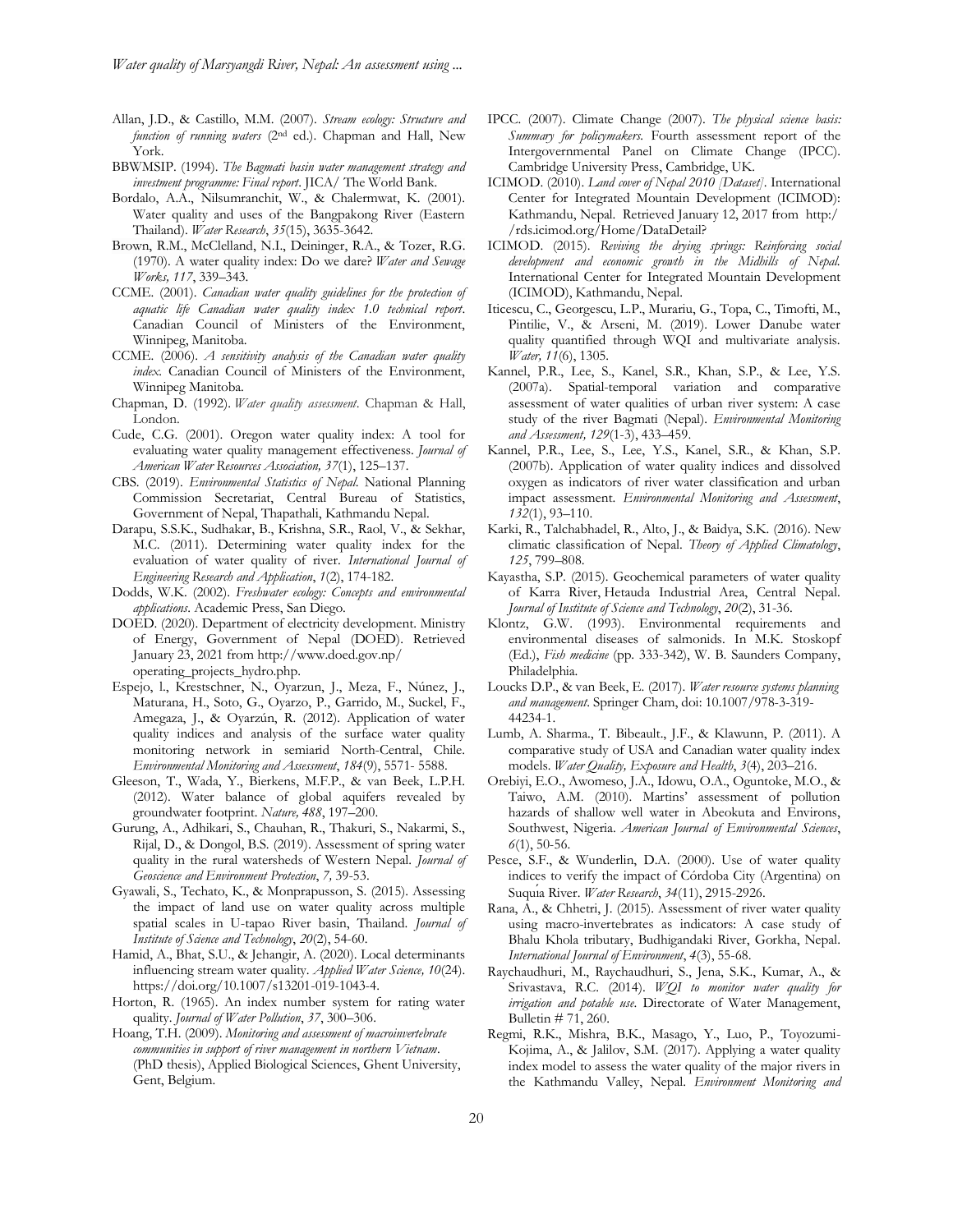Allan, J.D., & Castillo, M.M. (2007). *Stream ecology: Structure and function of running waters* (2nd ed.). Chapman and Hall, New York.

BBWMSIP. (1994). *The Bagmati basin water management strategy and investment programme: Final report*. JICA/ The World Bank.

Bordalo, A.A., Nilsumranchit, W., & Chalermwat, K. (2001). Water quality and uses of the Bangpakong River (Eastern Thailand). *Water Research*, *35*(15), 3635-3642.

Brown, R.M., McClelland, N.I., Deininger, R.A., & Tozer, R.G. (1970). A water quality index: Do we dare? *Water and Sewage Works, 117*, 339–343.

CCME. (2001). *Canadian water quality guidelines for the protection of aquatic life Canadian water quality index 1.0 technical report*. Canadian Council of Ministers of the Environment, Winnipeg, Manitoba.

CCME. (2006). *A sensitivity analysis of the Canadian water quality index.* Canadian Council of Ministers of the Environment, Winnipeg Manitoba.

Chapman, D. (1992). *Water quality assessment*. Chapman & Hall, London.

Cude, C.G. (2001). Oregon water quality index: A tool for evaluating water quality management effectiveness. *Journal of American Water Resources Association, 37*(1), 125–137.

CBS. (2019). *Environmental Statistics of Nepal.* National Planning Commission Secretariat, Central Bureau of Statistics, Government of Nepal, Thapathali, Kathmandu Nepal.

Darapu, S.S.K., Sudhakar, B., Krishna, S.R., Raol, V., & Sekhar, M.C. (2011). Determining water quality index for the evaluation of water quality of river. *International Journal of Engineering Research and Application*, *1*(2), 174-182.

Dodds, W.K. (2002). *Freshwater ecology: Concepts and environmental applications*. Academic Press, San Diego.

DOED. (2020). Department of electricity development. Ministry of Energy, Government of Nepal (DOED). Retrieved January 23, 2021 from http://www.doed.gov.np/ operating_projects_hydro.php.

Espejo, l., Krestschner, N., Oyarzun, J., Meza, F., Núnez, J., Maturana, H., Soto, G., Oyarzo, P., Garrido, M., Suckel, F., Amegaza, J., & Oyarzún, R. (2012). Application of water quality indices and analysis of the surface water quality monitoring network in semiarid North-Central, Chile. *Environmental Monitoring and Assessment*, *184*(9), 5571- 5588.

Gleeson, T., Wada, Y., Bierkens, M.F.P., & van Beek, L.P.H. (2012). Water balance of global aquifers revealed by groundwater footprint. *Nature, 488*, 197–200.

Gurung, A., Adhikari, S., Chauhan, R., Thakuri, S., Nakarmi, S., Rijal, D., & Dongol, B.S. (2019). Assessment of spring water quality in the rural watersheds of Western Nepal. *Journal of Geoscience and Environment Protection*, *7,* 39-53.

Gyawali, S., Techato, K., & Monprapusson, S. (2015). Assessing the impact of land use on water quality across multiple spatial scales in U-tapao River basin, Thailand. *Journal of Institute of Science and Technology*, *20*(2), 54-60.

Hamid, A., Bhat, S.U., & Jehangir, A. (2020). Local determinants influencing stream water quality. *Applied Water Science, 10*(24). https://doi.org/10.1007/s13201-019-1043-4.

Horton, R. (1965). An index number system for rating water quality. *Journal of Water Pollution*, *37*, 300–306.

Hoang, T.H. (2009). *Monitoring and assessment of macroinvertebrate communities in support of river management in northern Vietnam*. (PhD thesis), Applied Biological Sciences, Ghent University, Gent, Belgium.

IPCC. (2007). Climate Change (2007). *The physical science basis: Summary for policymakers.* Fourth assessment report of the Intergovernmental Panel on Climate Change (IPCC). Cambridge University Press, Cambridge, UK.

ICIMOD. (2010). *Land cover of Nepal 2010 [Dataset]*. International Center for Integrated Mountain Development (ICIMOD): Kathmandu, Nepal. Retrieved January 12, 2017 from http:/ /rds.icimod.org/Home/DataDetail?

ICIMOD. (2015). *Reviving the drying springs: Reinforcing social development and economic growth in the Midhills of Nepal.* International Center for Integrated Mountain Development (ICIMOD), Kathmandu, Nepal.

Iticescu, C., Georgescu, L.P., Murariu, G., Topa, C., Timofti, M., Pintilie, V., & Arseni, M. (2019). Lower Danube water quality quantified through WQI and multivariate analysis. *Water, 11*(6), 1305.

Kannel, P.R., Lee, S., Kanel, S.R., Khan, S.P., & Lee, Y.S. (2007a). Spatial-temporal variation and comparative assessment of water qualities of urban river system: A case study of the river Bagmati (Nepal). *Environmental Monitoring and Assessment, 129*(1-3), 433–459.

Kannel, P.R., Lee, S., Lee, Y.S., Kanel, S.R., & Khan, S.P. (2007b). Application of water quality indices and dissolved oxygen as indicators of river water classification and urban impact assessment. *Environmental Monitoring and Assessment*, *132*(1), 93–110.

Karki, R., Talchabhadel, R., Alto, J., & Baidya, S.K. (2016). New climatic classification of Nepal. *Theory of Applied Climatology*, *125*, 799–808.

Kayastha, S.P. (2015). Geochemical parameters of water quality of Karra River, Hetauda Industrial Area, Central Nepal. *Journal of Institute of Science and Technology*, *20*(2), 31-36.

Klontz, G.W. (1993). Environmental requirements and environmental diseases of salmonids. In M.K. Stoskopf (Ed.), *Fish medicine* (pp. 333-342), W. B. Saunders Company, Philadelphia.

Loucks D.P., & van Beek, E. (2017). *Water resource systems planning and management*. Springer Cham, doi: 10.1007/978-3-319-44234-1.

Lumb, A. Sharma., T. Bibeault., J.F., & Klawunn, P. (2011). A comparative study of USA and Canadian water quality index models. *Water Quality, Exposure and Health*, *3*(4), 203–216.

Orebiyi, E.O., Awomeso, J.A., Idowu, O.A., Oguntoke, M.O., & Taiwo, A.M. (2010). Martins' assessment of pollution hazards of shallow well water in Abeokuta and Environs, Southwest, Nigeria. *American Journal of Environmental Sciences*, *6*(1), 50-56.

Pesce, S.F., & Wunderlin, D.A. (2000). Use of water quality indices to verify the impact of Córdoba City (Argentina) on Suquía River. *Water Research*, *34*(11), 2915-2926.

Rana, A., & Chhetri, J. (2015). Assessment of river water quality using macro-invertebrates as indicators: A case study of Bhalu Khola tributary, Budhigandaki River, Gorkha, Nepal. *International Journal of Environment*, *4*(3), 55-68.

Raychaudhuri, M., Raychaudhuri, S., Jena, S.K., Kumar, A., & Srivastava, R.C. (2014). *WQI to monitor water quality for irrigation and potable use.* Directorate of Water Management, Bulletin # 71, 260.

Regmi, R.K., Mishra, B.K., Masago, Y., Luo, P., Toyozumi-Kojima, A., & Jalilov, S.M. (2017). Applying a water quality index model to assess the water quality of the major rivers in the Kathmandu Valley, Nepal. *Environment Monitoring and*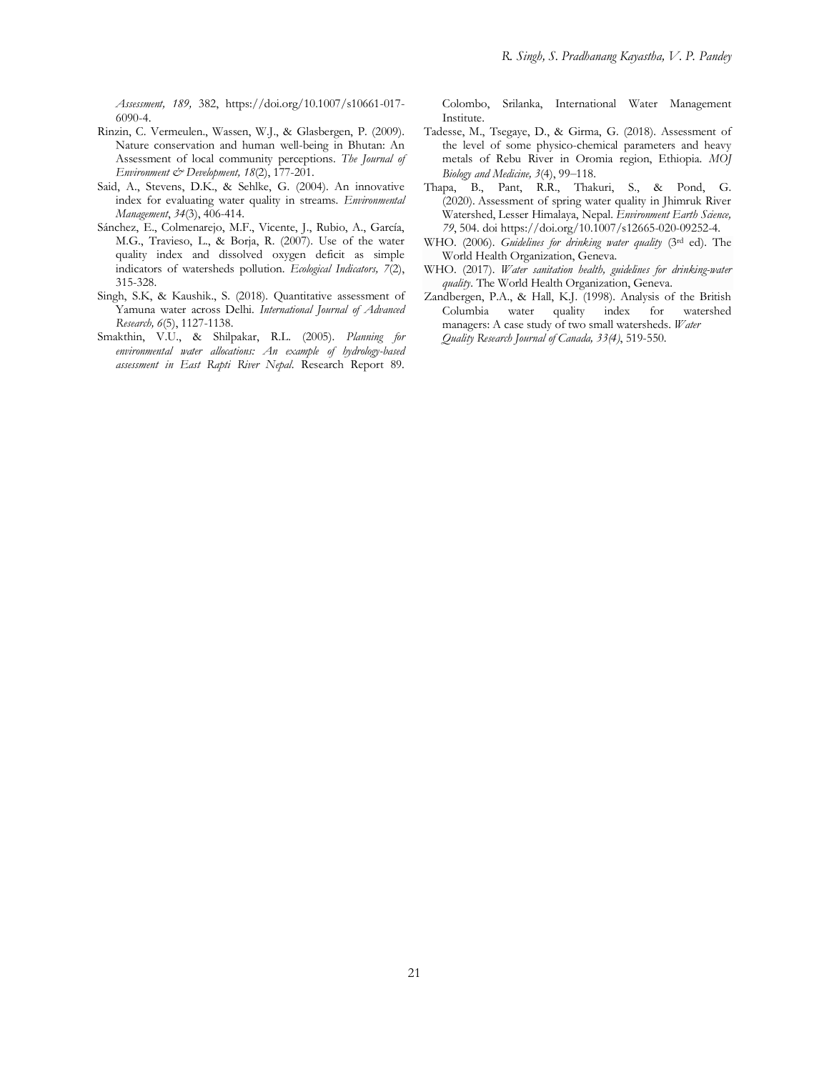*Assessment, 189,* 382, https://doi.org/10.1007/s10661-017-6090-4.

Rinzin, C. Vermeulen., Wassen, W.J., & Glasbergen, P. (2009). Nature conservation and human well-being in Bhutan: An Assessment of local community perceptions. *The Journal of Environment & Development, 18*(2), 177-201.

Said, A., Stevens, D.K., & Sehlke, G. (2004). An innovative index for evaluating water quality in streams. *Environmental Management*, *34*(3), 406-414.

Sánchez, E., Colmenarejo, M.F., Vicente, J., Rubio, A., García, M.G., Travieso, L., & Borja, R. (2007). Use of the water quality index and dissolved oxygen deficit as simple indicators of watersheds pollution. *Ecological Indicators, 7*(2), 315-328.

Singh, S.K, & Kaushik., S. (2018). Quantitative assessment of Yamuna water across Delhi. *International Journal of Advanced Research, 6*(5), 1127-1138.

Smakthin, V.U., & Shilpakar, R.L. (2005). *Planning for environmental water allocations: An example of hydrology-based assessment in East Rapti River Nepal*. Research Report 89. Colombo, Srilanka, International Water Management Institute.

Tadesse, M., Tsegaye, D., & Girma, G. (2018). Assessment of the level of some physico-chemical parameters and heavy metals of Rebu River in Oromia region, Ethiopia. *MOJ Biology and Medicine, 3*(4), 99–118.

Thapa, B., Pant, R.R., Thakuri, S., & Pond, G. (2020). Assessment of spring water quality in Jhimruk River Watershed, Lesser Himalaya, Nepal. *Environment Earth Science, 79*, 504. doi https://doi.org/10.1007/s12665-020-09252-4.

WHO. (2006). *Guidelines for drinking water quality* (3rd ed). The World Health Organization, Geneva.

WHO. (2017). *Water sanitation health, guidelines for drinking-water quality*. The World Health Organization, Geneva.

Zandbergen, P.A., & Hall, K.J. (1998). Analysis of the British Columbia water quality index for watershed managers: A case study of two small watersheds. *Water Quality Research Journal of Canada, 33(4)*, 519-550.